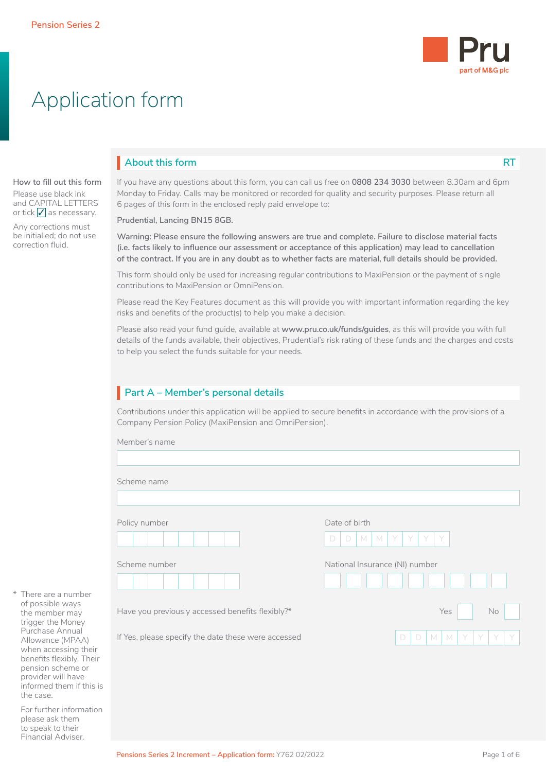Pension Series 2

# Application form

## About this form

RT

**How to fill out this form**

Please use black ink and CAPITAL LETTERS or tick ✓ as necessary.

Any corrections must be initialled; do not use correction fluid.

If you have any questions about this form, you can call us free on **0808 234 3030** between 8.30am and 6pm Monday to Friday. Calls may be monitored or recorded for quality and security purposes. Please return all 6 pages of this form in the enclosed reply paid envelope to:

**Prudential, Lancing BN15 8GB.**

**Warning: Please ensure the following answers are true and complete. Failure to disclose material facts (i.e. facts likely to influence our assessment or acceptance of this application) may lead to cancellation of the contract. If you are in any doubt as to whether facts are material, full details should be provided.**

This form should only be used for increasing regular contributions to MaxiPension or the payment of single contributions to MaxiPension or OmniPension.

Please read the Key Features document as this will provide you with important information regarding the key risks and benefits of the product(s) to help you make a decision.

Please also read your fund guide, available at **www.pru.co.uk/funds/guides**, as this will provide you with full details of the funds available, their objectives, Prudential's risk rating of these funds and the charges and costs to help you select the funds suitable for your needs.

## Part A – Member's personal details

Contributions under this application will be applied to secure benefits in accordance with the provisions of a Company Pension Policy (MaxiPension and OmniPension).

Member's name

Scheme name

Policy number

Date of birth D D M M Y Y Y Y

Scheme number

National Insurance (NI) number

Have you previously accessed benefits flexibly?* Yes ☐ No ☐

If Yes, please specify the date these were accessed D D M M Y Y Y Y

\* There are a number of possible ways the member may trigger the Money Purchase Annual Allowance (MPAA) when accessing their benefits flexibly. Their pension scheme or provider will have informed them if this is the case.

For further information please ask them to speak to their Financial Adviser.

Pensions Series 2 Increment – Application form: Y762 02/2022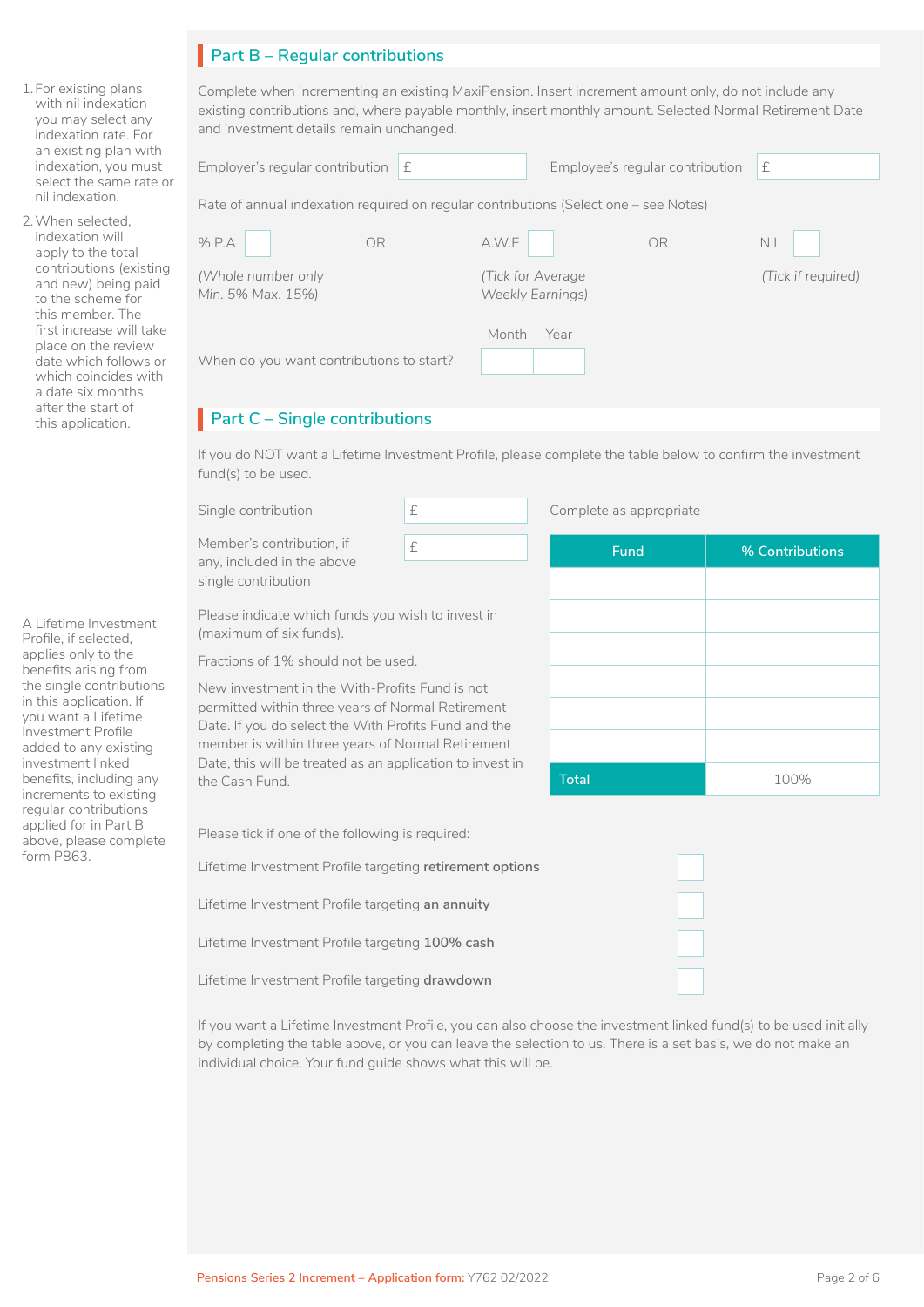## Part B – Regular contributions

1. For existing plans with nil indexation you may select any indexation rate. For an existing plan with indexation, you must select the same rate or nil indexation.
2. When selected, indexation will apply to the total contributions (existing and new) being paid to the scheme for this member. The first increase will take place on the review date which follows or which coincides with a date six months after the start of this application.

Complete when incrementing an existing MaxiPension. Insert increment amount only, do not include any existing contributions and, where payable monthly, insert monthly amount. Selected Normal Retirement Date and investment details remain unchanged.

Employer's regular contribution £ ______ Employee's regular contribution £ ______

Rate of annual indexation required on regular contributions (Select one – see Notes)

% P.A ☐ OR A.W.E ☐ OR NIL ☐

*(Whole number only Min. 5% Max. 15%)* *(Tick for Average Weekly Earnings)* *(Tick if required)*

When do you want contributions to start? Month ______ Year ______

## Part C – Single contributions

A Lifetime Investment Profile, if selected, applies only to the benefits arising from the single contributions in this application. If you want a Lifetime Investment Profile added to any existing investment linked benefits, including any increments to existing regular contributions applied for in Part B above, please complete form P863.

If you do NOT want a Lifetime Investment Profile, please complete the table below to confirm the investment fund(s) to be used.

Single contribution £ ______

Member's contribution, if any, included in the above single contribution £ ______

Please indicate which funds you wish to invest in (maximum of six funds).

Fractions of 1% should not be used.

New investment in the With-Profits Fund is not permitted within three years of Normal Retirement Date. If you do select the With Profits Fund and the member is within three years of Normal Retirement Date, this will be treated as an application to invest in the Cash Fund.

Complete as appropriate

| Fund | % Contributions |
|---|---|
| | |
| | |
| | |
| | |
| | |
| | |
| Total | 100% |

Please tick if one of the following is required:

Lifetime Investment Profile targeting **retirement options** ☐

Lifetime Investment Profile targeting **an annuity** ☐

Lifetime Investment Profile targeting **100% cash** ☐

Lifetime Investment Profile targeting **drawdown** ☐

If you want a Lifetime Investment Profile, you can also choose the investment linked fund(s) to be used initially by completing the table above, or you can leave the selection to us. There is a set basis, we do not make an individual choice. Your fund guide shows what this will be.

Pensions Series 2 Increment – Application form: Y762 02/2022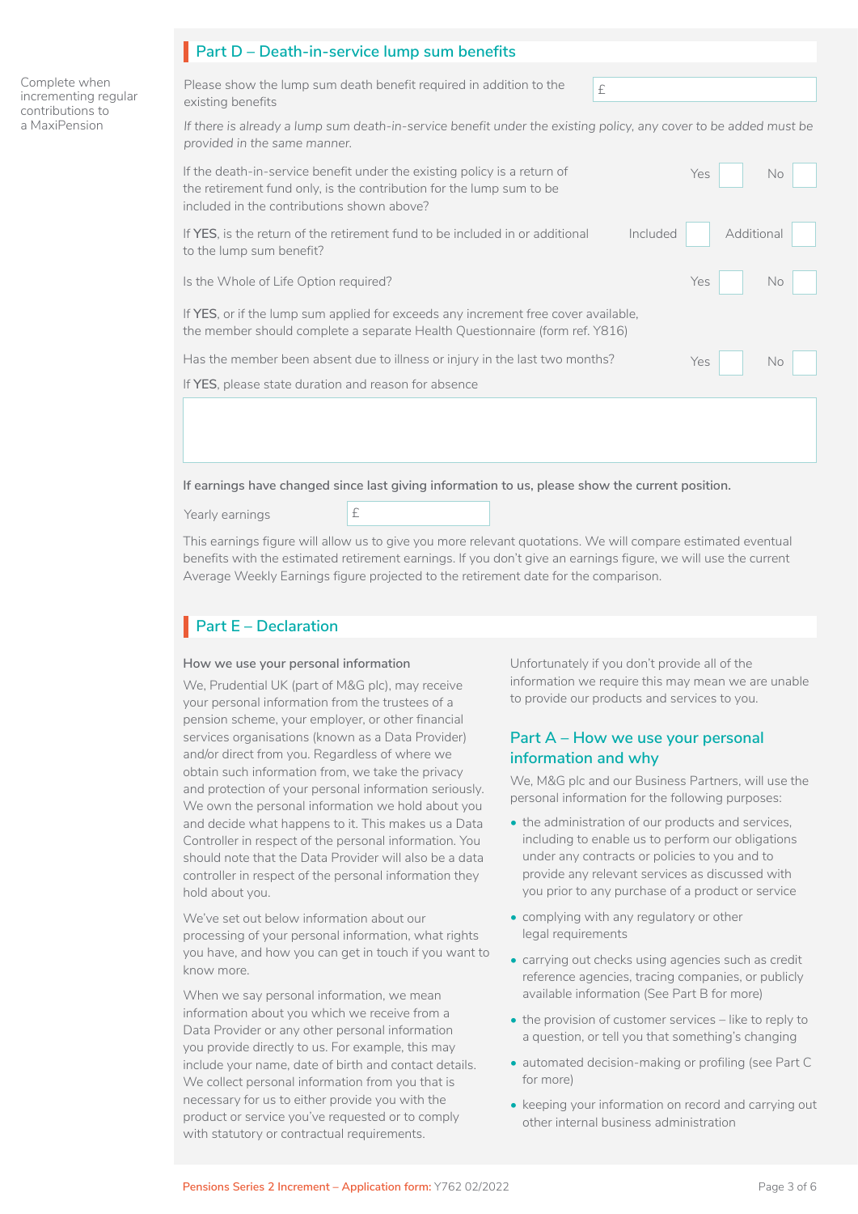## Part D – Death-in-service lump sum benefits

Complete when incrementing regular contributions to a MaxiPension

Please show the lump sum death benefit required in addition to the existing benefits £

*If there is already a lump sum death-in-service benefit under the existing policy, any cover to be added must be provided in the same manner.*

If the death-in-service benefit under the existing policy is a return of the retirement fund only, is the contribution for the lump sum to be included in the contributions shown above? Yes ☐ No ☐

If **YES**, is the return of the retirement fund to be included in or additional to the lump sum benefit? Included ☐ Additional ☐

Is the Whole of Life Option required? Yes ☐ No ☐

If **YES**, or if the lump sum applied for exceeds any increment free cover available, the member should complete a separate Health Questionnaire (form ref. Y816)

Has the member been absent due to illness or injury in the last two months? Yes ☐ No ☐

If **YES**, please state duration and reason for absence

**If earnings have changed since last giving information to us, please show the current position.**

Yearly earnings £

This earnings figure will allow us to give you more relevant quotations. We will compare estimated eventual benefits with the estimated retirement earnings. If you don't give an earnings figure, we will use the current Average Weekly Earnings figure projected to the retirement date for the comparison.

## Part E – Declaration

**How we use your personal information**

We, Prudential UK (part of M&G plc), may receive your personal information from the trustees of a pension scheme, your employer, or other financial services organisations (known as a Data Provider) and/or direct from you. Regardless of where we obtain such information from, we take the privacy and protection of your personal information seriously. We own the personal information we hold about you and decide what happens to it. This makes us a Data Controller in respect of the personal information. You should note that the Data Provider will also be a data controller in respect of the personal information they hold about you.

We've set out below information about our processing of your personal information, what rights you have, and how you can get in touch if you want to know more.

When we say personal information, we mean information about you which we receive from a Data Provider or any other personal information you provide directly to us. For example, this may include your name, date of birth and contact details. We collect personal information from you that is necessary for us to either provide you with the product or service you've requested or to comply with statutory or contractual requirements.

Unfortunately if you don't provide all of the information we require this may mean we are unable to provide our products and services to you.

### Part A – How we use your personal information and why

We, M&G plc and our Business Partners, will use the personal information for the following purposes:

- the administration of our products and services, including to enable us to perform our obligations under any contracts or policies to you and to provide any relevant services as discussed with you prior to any purchase of a product or service
- complying with any regulatory or other legal requirements
- carrying out checks using agencies such as credit reference agencies, tracing companies, or publicly available information (See Part B for more)
- the provision of customer services – like to reply to a question, or tell you that something's changing
- automated decision-making or profiling (see Part C for more)
- keeping your information on record and carrying out other internal business administration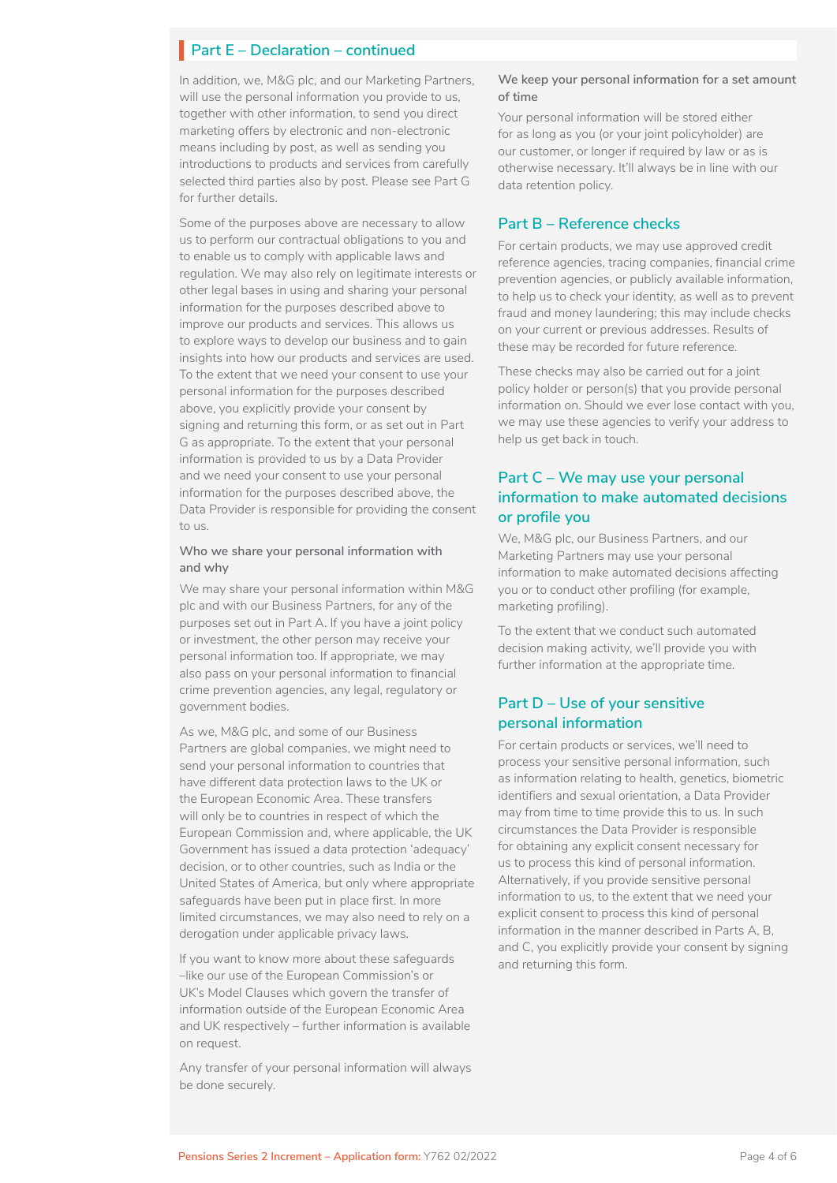## Part E – Declaration – continued

In addition, we, M&G plc, and our Marketing Partners, will use the personal information you provide to us, together with other information, to send you direct marketing offers by electronic and non-electronic means including by post, as well as sending you introductions to products and services from carefully selected third parties also by post. Please see Part G for further details.

Some of the purposes above are necessary to allow us to perform our contractual obligations to you and to enable us to comply with applicable laws and regulation. We may also rely on legitimate interests or other legal bases in using and sharing your personal information for the purposes described above to improve our products and services. This allows us to explore ways to develop our business and to gain insights into how our products and services are used. To the extent that we need your consent to use your personal information for the purposes described above, you explicitly provide your consent by signing and returning this form, or as set out in Part G as appropriate. To the extent that your personal information is provided to us by a Data Provider and we need your consent to use your personal information for the purposes described above, the Data Provider is responsible for providing the consent to us.

**Who we share your personal information with and why**

We may share your personal information within M&G plc and with our Business Partners, for any of the purposes set out in Part A. If you have a joint policy or investment, the other person may receive your personal information too. If appropriate, we may also pass on your personal information to financial crime prevention agencies, any legal, regulatory or government bodies.

As we, M&G plc, and some of our Business Partners are global companies, we might need to send your personal information to countries that have different data protection laws to the UK or the European Economic Area. These transfers will only be to countries in respect of which the European Commission and, where applicable, the UK Government has issued a data protection 'adequacy' decision, or to other countries, such as India or the United States of America, but only where appropriate safeguards have been put in place first. In more limited circumstances, we may also need to rely on a derogation under applicable privacy laws.

If you want to know more about these safeguards –like our use of the European Commission's or UK's Model Clauses which govern the transfer of information outside of the European Economic Area and UK respectively – further information is available on request.

Any transfer of your personal information will always be done securely.

**We keep your personal information for a set amount of time**

Your personal information will be stored either for as long as you (or your joint policyholder) are our customer, or longer if required by law or as is otherwise necessary. It'll always be in line with our data retention policy.

## Part B – Reference checks

For certain products, we may use approved credit reference agencies, tracing companies, financial crime prevention agencies, or publicly available information, to help us to check your identity, as well as to prevent fraud and money laundering; this may include checks on your current or previous addresses. Results of these may be recorded for future reference.

These checks may also be carried out for a joint policy holder or person(s) that you provide personal information on. Should we ever lose contact with you, we may use these agencies to verify your address to help us get back in touch.

## Part C – We may use your personal information to make automated decisions or profile you

We, M&G plc, our Business Partners, and our Marketing Partners may use your personal information to make automated decisions affecting you or to conduct other profiling (for example, marketing profiling).

To the extent that we conduct such automated decision making activity, we'll provide you with further information at the appropriate time.

## Part D – Use of your sensitive personal information

For certain products or services, we'll need to process your sensitive personal information, such as information relating to health, genetics, biometric identifiers and sexual orientation, a Data Provider may from time to time provide this to us. In such circumstances the Data Provider is responsible for obtaining any explicit consent necessary for us to process this kind of personal information. Alternatively, if you provide sensitive personal information to us, to the extent that we need your explicit consent to process this kind of personal information in the manner described in Parts A, B, and C, you explicitly provide your consent by signing and returning this form.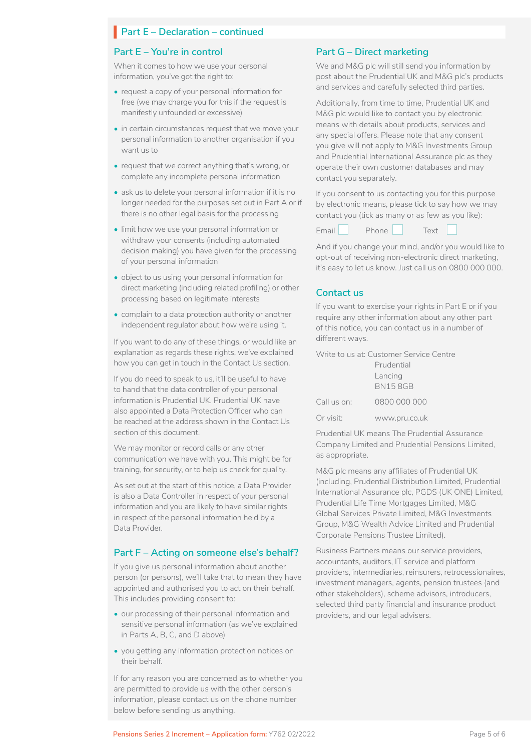## Part E – Declaration – continued

### Part E – You're in control

When it comes to how we use your personal information, you've got the right to:

- request a copy of your personal information for free (we may charge you for this if the request is manifestly unfounded or excessive)
- in certain circumstances request that we move your personal information to another organisation if you want us to
- request that we correct anything that's wrong, or complete any incomplete personal information
- ask us to delete your personal information if it is no longer needed for the purposes set out in Part A or if there is no other legal basis for the processing
- limit how we use your personal information or withdraw your consents (including automated decision making) you have given for the processing of your personal information
- object to us using your personal information for direct marketing (including related profiling) or other processing based on legitimate interests
- complain to a data protection authority or another independent regulator about how we're using it.

If you want to do any of these things, or would like an explanation as regards these rights, we've explained how you can get in touch in the Contact Us section.

If you do need to speak to us, it'll be useful to have to hand that the data controller of your personal information is Prudential UK. Prudential UK have also appointed a Data Protection Officer who can be reached at the address shown in the Contact Us section of this document.

We may monitor or record calls or any other communication we have with you. This might be for training, for security, or to help us check for quality.

As set out at the start of this notice, a Data Provider is also a Data Controller in respect of your personal information and you are likely to have similar rights in respect of the personal information held by a Data Provider.

### Part F – Acting on someone else's behalf?

If you give us personal information about another person (or persons), we'll take that to mean they have appointed and authorised you to act on their behalf. This includes providing consent to:

- our processing of their personal information and sensitive personal information (as we've explained in Parts A, B, C, and D above)
- you getting any information protection notices on their behalf.

If for any reason you are concerned as to whether you are permitted to provide us with the other person's information, please contact us on the phone number below before sending us anything.

### Part G – Direct marketing

We and M&G plc will still send you information by post about the Prudential UK and M&G plc's products and services and carefully selected third parties.

Additionally, from time to time, Prudential UK and M&G plc would like to contact you by electronic means with details about products, services and any special offers. Please note that any consent you give will not apply to M&G Investments Group and Prudential International Assurance plc as they operate their own customer databases and may contact you separately.

If you consent to us contacting you for this purpose by electronic means, please tick to say how we may contact you (tick as many or as few as you like):

Email ☐ Phone ☐ Text ☐

And if you change your mind, and/or you would like to opt-out of receiving non-electronic direct marketing, it's easy to let us know. Just call us on 0800 000 000.

### Contact us

If you want to exercise your rights in Part E or if you require any other information about any other part of this notice, you can contact us in a number of different ways.

Write to us at: Customer Service Centre
Prudential
Lancing
BN15 8GB

Call us on: 0800 000 000

Or visit: www.pru.co.uk

Prudential UK means The Prudential Assurance Company Limited and Prudential Pensions Limited, as appropriate.

M&G plc means any affiliates of Prudential UK (including, Prudential Distribution Limited, Prudential International Assurance plc, PGDS (UK ONE) Limited, Prudential Life Time Mortgages Limited, M&G Global Services Private Limited, M&G Investments Group, M&G Wealth Advice Limited and Prudential Corporate Pensions Trustee Limited).

Business Partners means our service providers, accountants, auditors, IT service and platform providers, intermediaries, reinsurers, retrocessionaires, investment managers, agents, pension trustees (and other stakeholders), scheme advisors, introducers, selected third party financial and insurance product providers, and our legal advisers.

Pensions Series 2 Increment – Application form: Y762 02/2022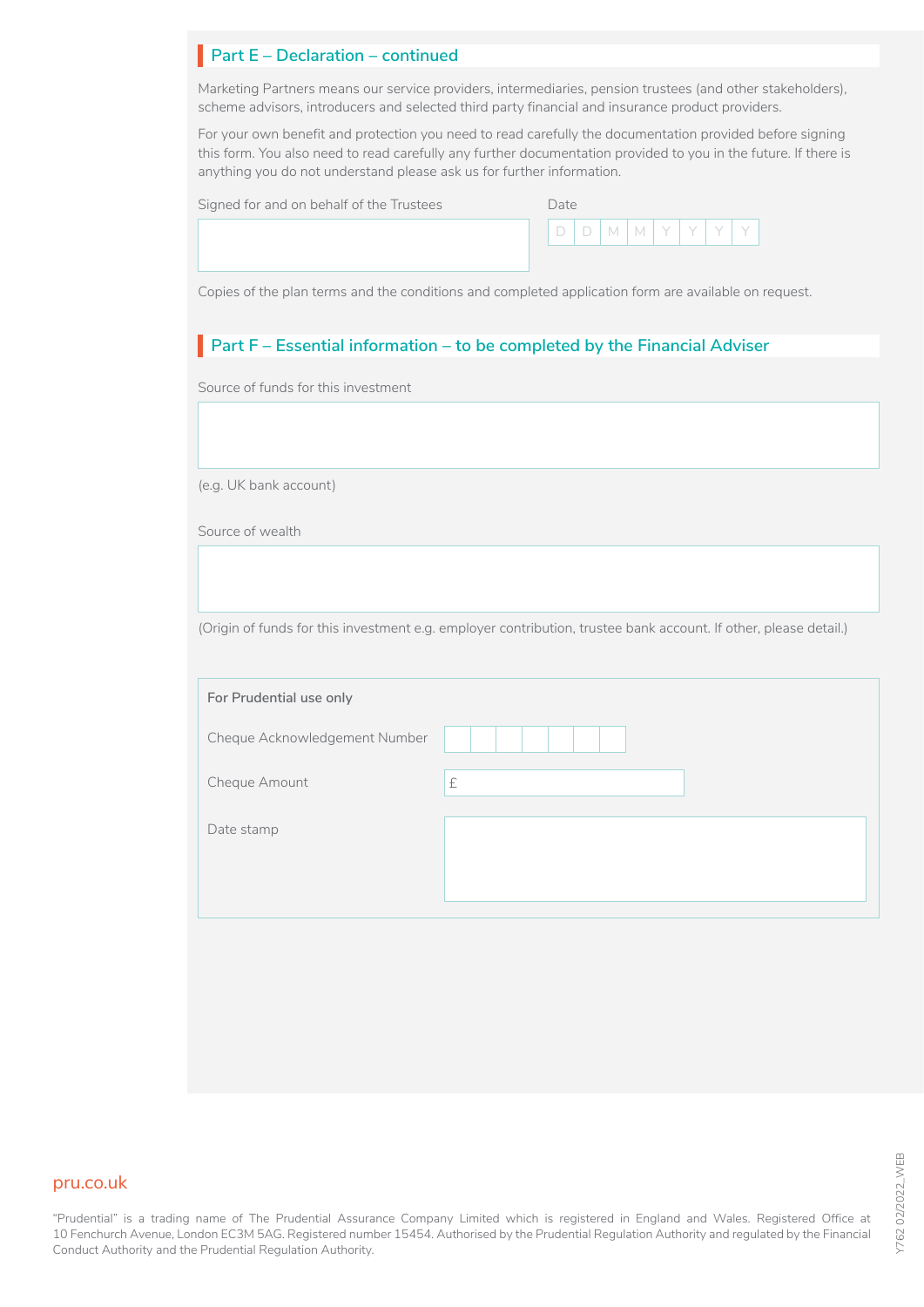## Part E – Declaration – continued

Marketing Partners means our service providers, intermediaries, pension trustees (and other stakeholders), scheme advisors, introducers and selected third party financial and insurance product providers.

For your own benefit and protection you need to read carefully the documentation provided before signing this form. You also need to read carefully any further documentation provided to you in the future. If there is anything you do not understand please ask us for further information.

Signed for and on behalf of the Trustees

Date

D D M M Y Y Y Y

Copies of the plan terms and the conditions and completed application form are available on request.

## Part F – Essential information – to be completed by the Financial Adviser

Source of funds for this investment

(e.g. UK bank account)

Source of wealth

(Origin of funds for this investment e.g. employer contribution, trustee bank account. If other, please detail.)

**For Prudential use only**

Cheque Acknowledgement Number

Cheque Amount £

Date stamp

pru.co.uk

“Prudential” is a trading name of The Prudential Assurance Company Limited which is registered in England and Wales. Registered Office at 10 Fenchurch Avenue, London EC3M 5AG. Registered number 15454. Authorised by the Prudential Regulation Authority and regulated by the Financial Conduct Authority and the Prudential Regulation Authority.

Y762 02/2022_WEB